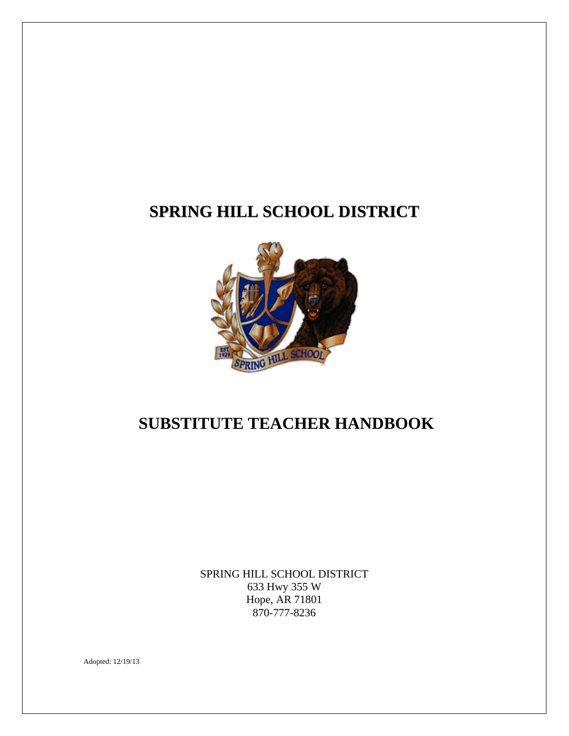# SPRING HILL SCHOOL DISTRICT

# SUBSTITUTE TEACHER HANDBOOK

SPRING HILL SCHOOL DISTRICT
633 Hwy 355 W
Hope, AR 71801
870-777-8236

Adopted: 12/19/13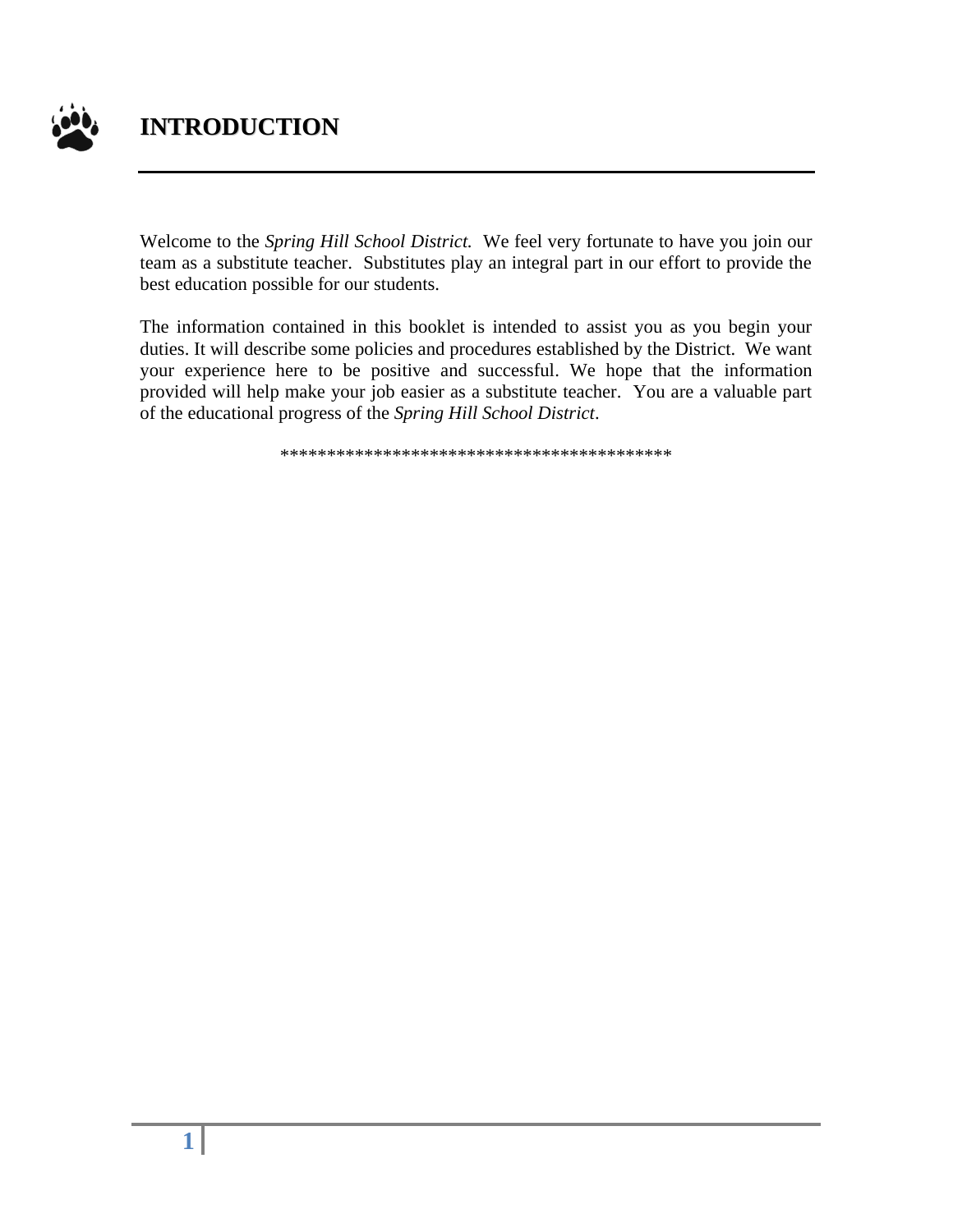# INTRODUCTION

Welcome to the *Spring Hill School District.* We feel very fortunate to have you join our team as a substitute teacher. Substitutes play an integral part in our effort to provide the best education possible for our students.

The information contained in this booklet is intended to assist you as you begin your duties. It will describe some policies and procedures established by the District. We want your experience here to be positive and successful. We hope that the information provided will help make your job easier as a substitute teacher. You are a valuable part of the educational progress of the *Spring Hill School District*.

******************************************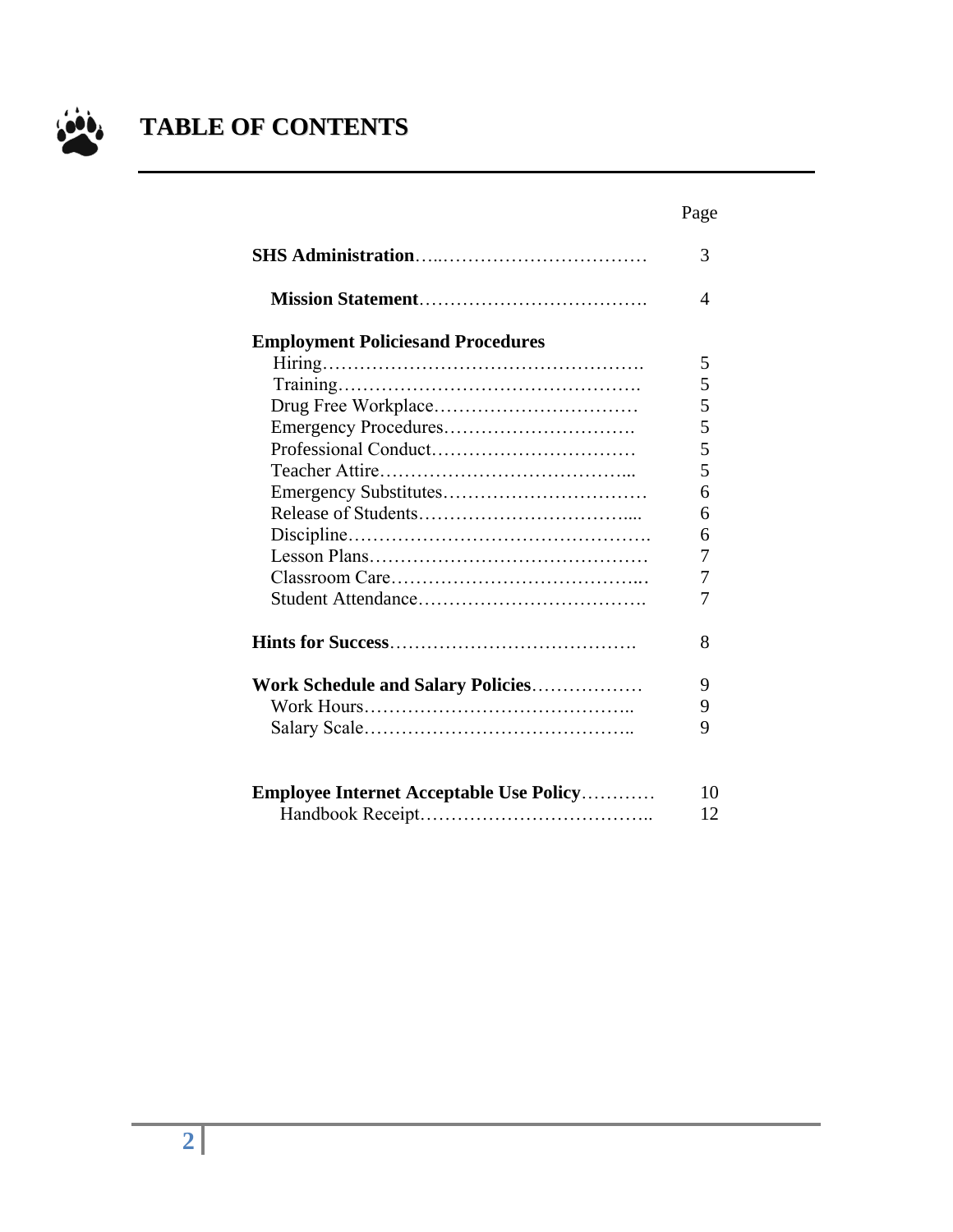# TABLE OF CONTENTS

| | Page |
|---|---|
| **SHS Administration** | 3 |
| **Mission Statement** | 4 |
| **Employment Policiesand Procedures** | |
| Hiring | 5 |
| Training | 5 |
| Drug Free Workplace | 5 |
| Emergency Procedures | 5 |
| Professional Conduct | 5 |
| Teacher Attire | 5 |
| Emergency Substitutes | 6 |
| Release of Students | 6 |
| Discipline | 6 |
| Lesson Plans | 7 |
| Classroom Care | 7 |
| Student Attendance | 7 |
| **Hints for Success** | 8 |
| **Work Schedule and Salary Policies** | 9 |
| Work Hours | 9 |
| Salary Scale | 9 |
| **Employee Internet Acceptable Use Policy** | 10 |
| Handbook Receipt | 12 |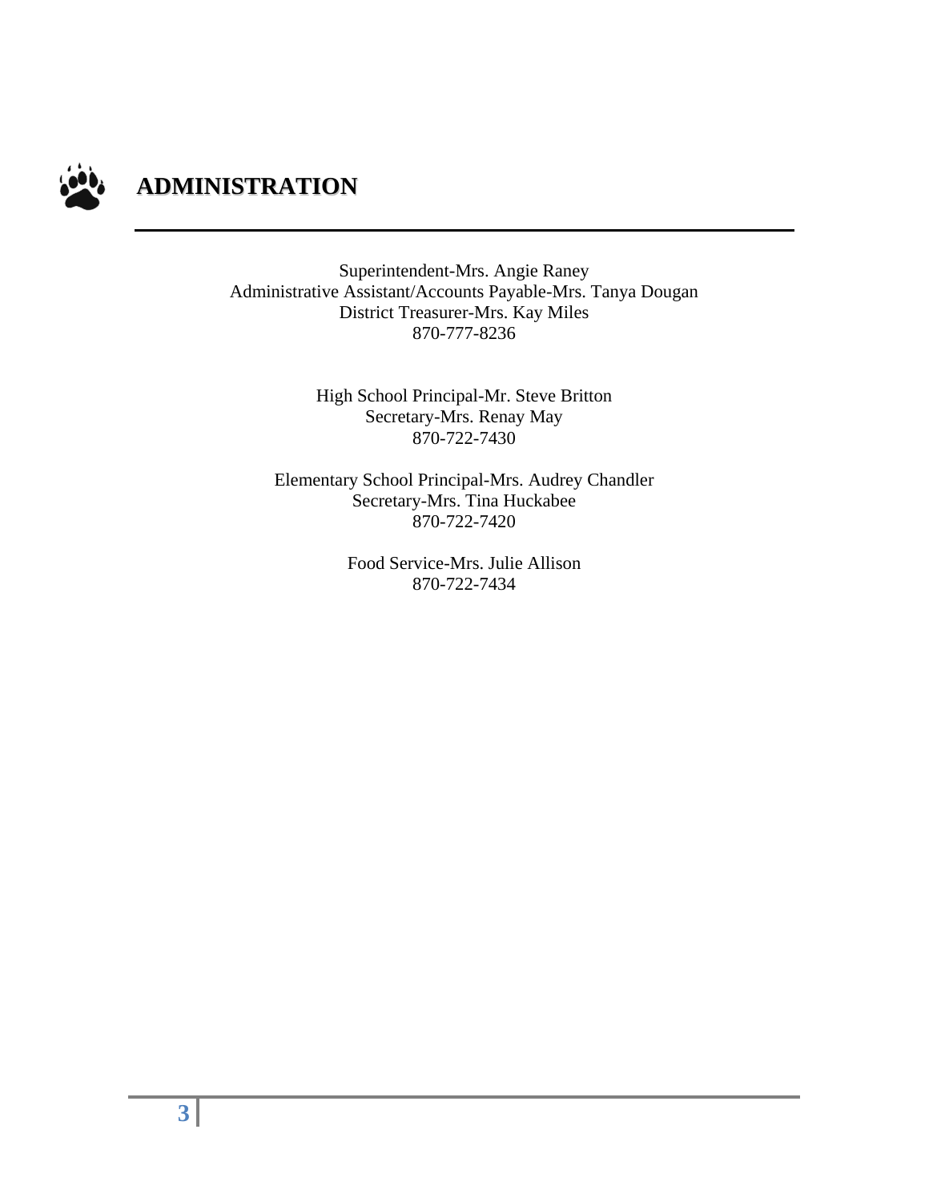# ADMINISTRATION

Superintendent-Mrs. Angie Raney
Administrative Assistant/Accounts Payable-Mrs. Tanya Dougan
District Treasurer-Mrs. Kay Miles
870-777-8236

High School Principal-Mr. Steve Britton
Secretary-Mrs. Renay May
870-722-7430

Elementary School Principal-Mrs. Audrey Chandler
Secretary-Mrs. Tina Huckabee
870-722-7420

Food Service-Mrs. Julie Allison
870-722-7434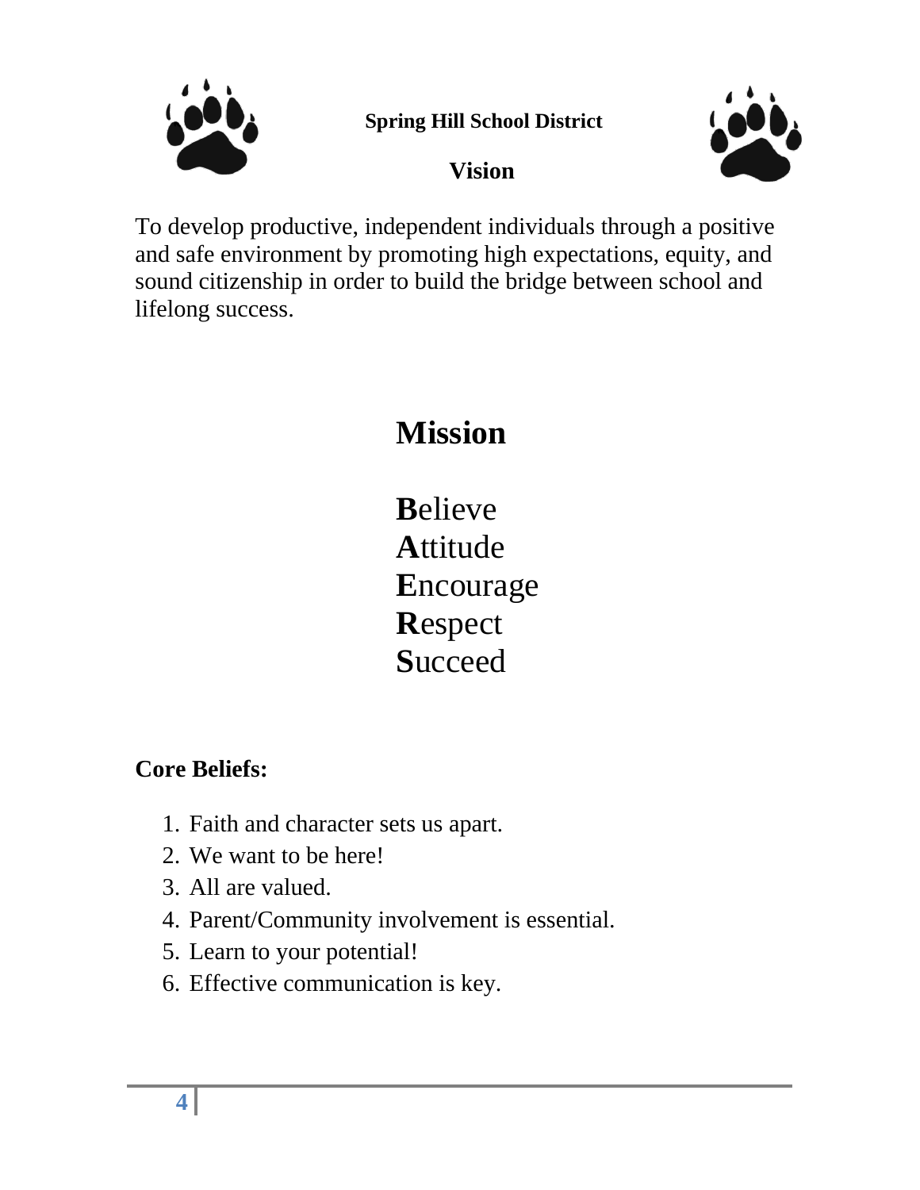**Spring Hill School District**

## Vision

To develop productive, independent individuals through a positive and safe environment by promoting high expectations, equity, and sound citizenship in order to build the bridge between school and lifelong success.

## Mission

**B**elieve
**A**ttitude
**E**ncourage
**R**espect
**S**ucceed

**Core Beliefs:**

1. Faith and character sets us apart.
2. We want to be here!
3. All are valued.
4. Parent/Community involvement is essential.
5. Learn to your potential!
6. Effective communication is key.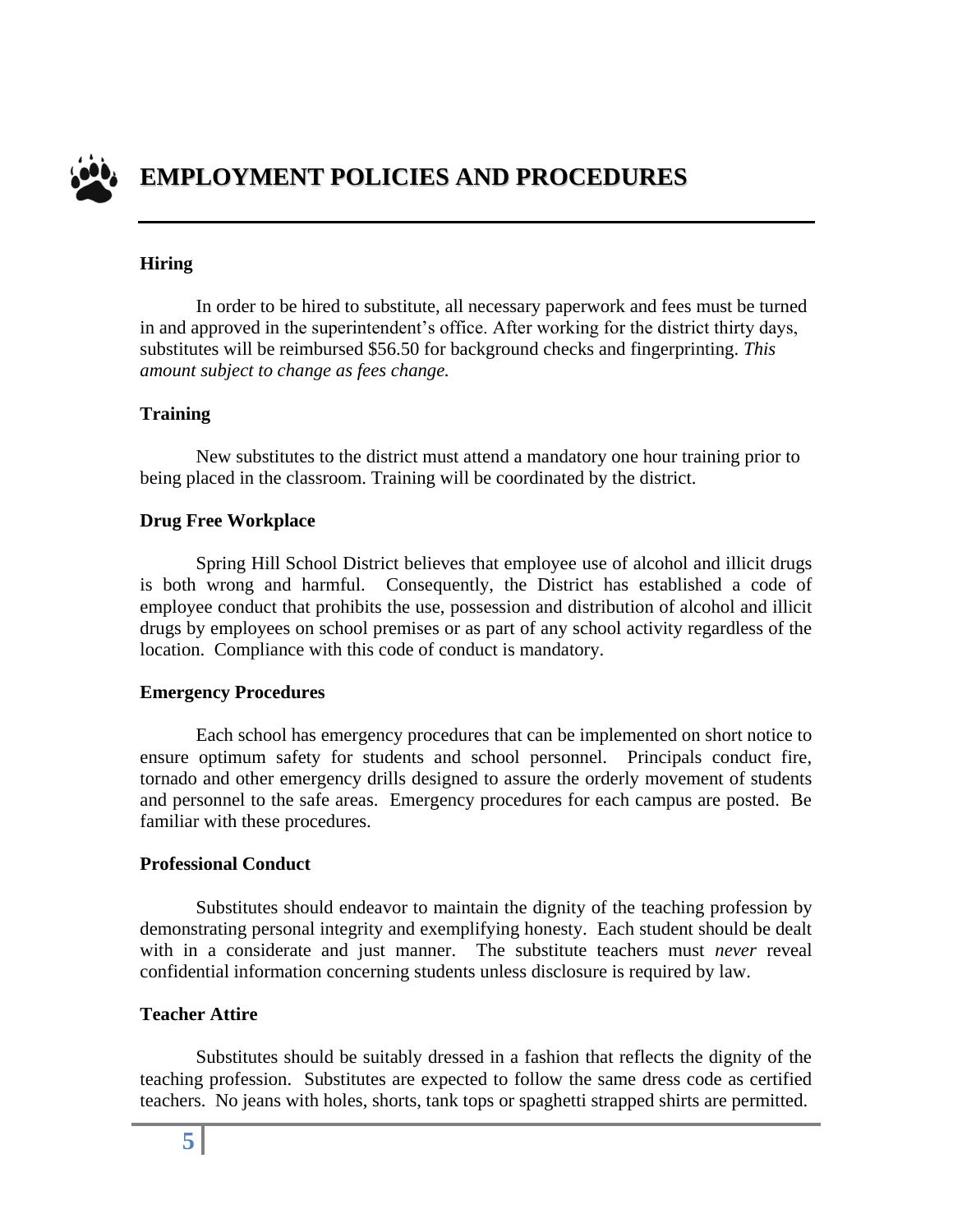# EMPLOYMENT POLICIES AND PROCEDURES

**Hiring**

In order to be hired to substitute, all necessary paperwork and fees must be turned in and approved in the superintendent's office. After working for the district thirty days, substitutes will be reimbursed $56.50 for background checks and fingerprinting. *This amount subject to change as fees change.*

**Training**

New substitutes to the district must attend a mandatory one hour training prior to being placed in the classroom. Training will be coordinated by the district.

**Drug Free Workplace**

Spring Hill School District believes that employee use of alcohol and illicit drugs is both wrong and harmful. Consequently, the District has established a code of employee conduct that prohibits the use, possession and distribution of alcohol and illicit drugs by employees on school premises or as part of any school activity regardless of the location. Compliance with this code of conduct is mandatory.

**Emergency Procedures**

Each school has emergency procedures that can be implemented on short notice to ensure optimum safety for students and school personnel. Principals conduct fire, tornado and other emergency drills designed to assure the orderly movement of students and personnel to the safe areas. Emergency procedures for each campus are posted. Be familiar with these procedures.

**Professional Conduct**

Substitutes should endeavor to maintain the dignity of the teaching profession by demonstrating personal integrity and exemplifying honesty. Each student should be dealt with in a considerate and just manner. The substitute teachers must *never* reveal confidential information concerning students unless disclosure is required by law.

**Teacher Attire**

Substitutes should be suitably dressed in a fashion that reflects the dignity of the teaching profession. Substitutes are expected to follow the same dress code as certified teachers. No jeans with holes, shorts, tank tops or spaghetti strapped shirts are permitted.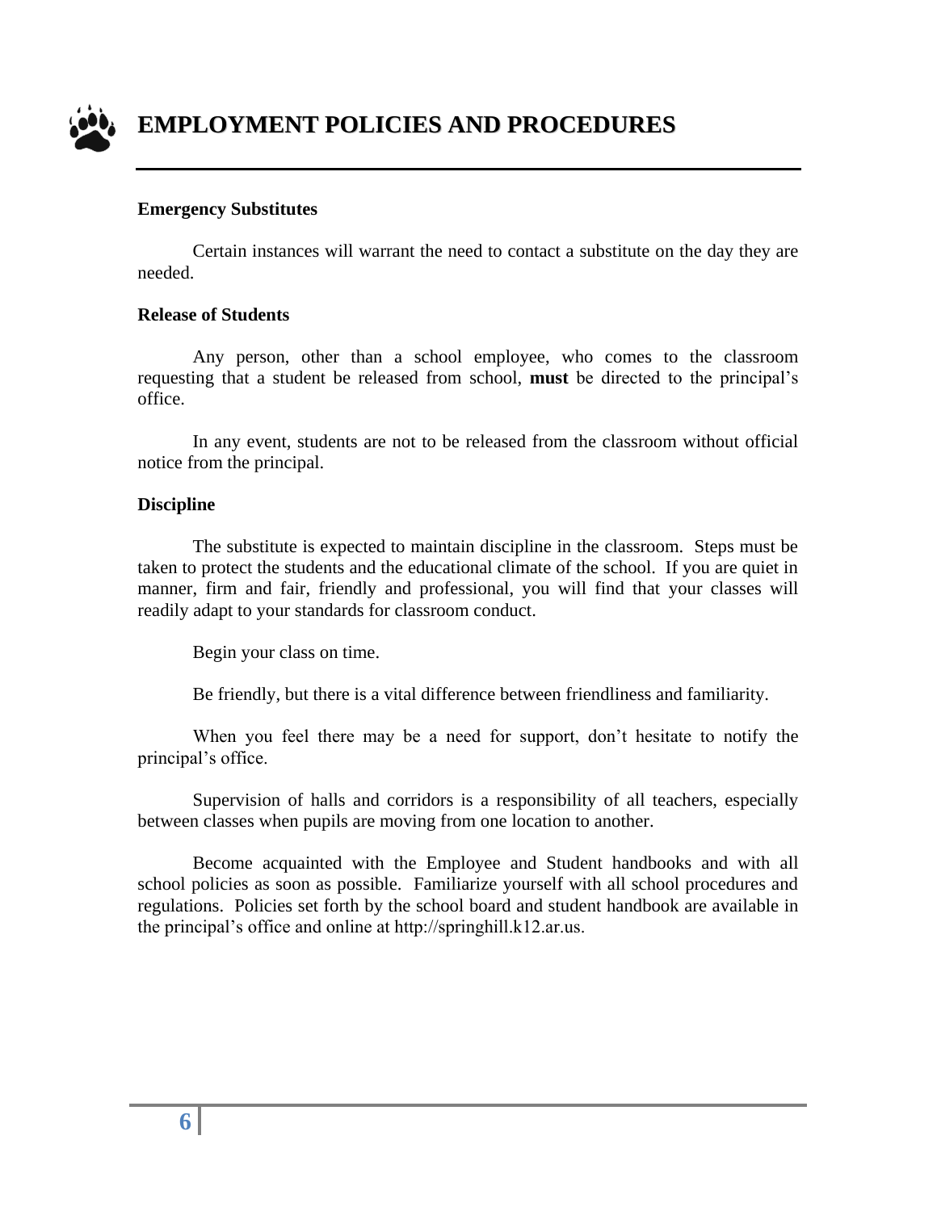# EMPLOYMENT POLICIES AND PROCEDURES

**Emergency Substitutes**

Certain instances will warrant the need to contact a substitute on the day they are needed.

**Release of Students**

Any person, other than a school employee, who comes to the classroom requesting that a student be released from school, **must** be directed to the principal's office.

In any event, students are not to be released from the classroom without official notice from the principal.

**Discipline**

The substitute is expected to maintain discipline in the classroom. Steps must be taken to protect the students and the educational climate of the school. If you are quiet in manner, firm and fair, friendly and professional, you will find that your classes will readily adapt to your standards for classroom conduct.

Begin your class on time.

Be friendly, but there is a vital difference between friendliness and familiarity.

When you feel there may be a need for support, don't hesitate to notify the principal's office.

Supervision of halls and corridors is a responsibility of all teachers, especially between classes when pupils are moving from one location to another.

Become acquainted with the Employee and Student handbooks and with all school policies as soon as possible. Familiarize yourself with all school procedures and regulations. Policies set forth by the school board and student handbook are available in the principal's office and online at http://springhill.k12.ar.us.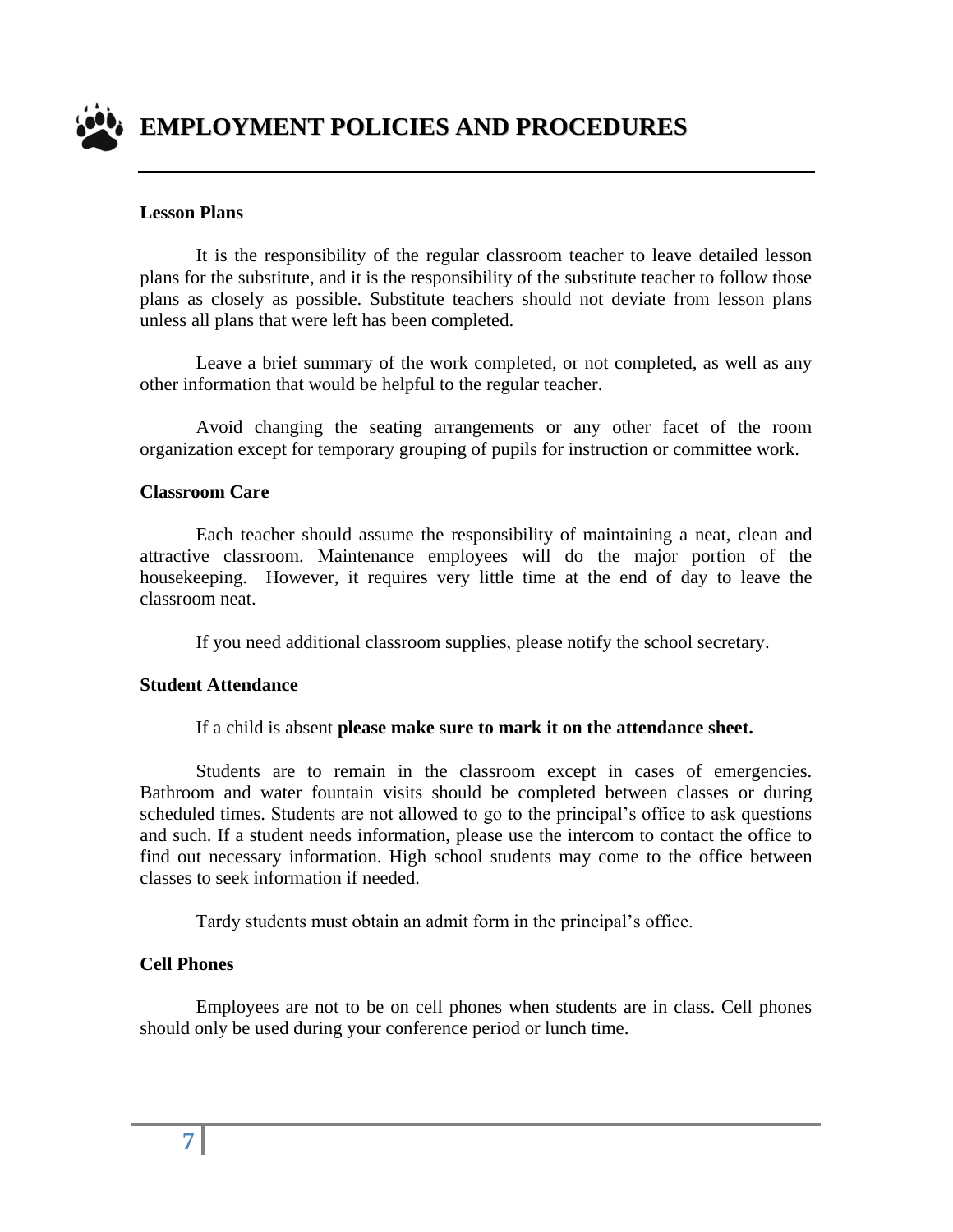# EMPLOYMENT POLICIES AND PROCEDURES

### Lesson Plans

It is the responsibility of the regular classroom teacher to leave detailed lesson plans for the substitute, and it is the responsibility of the substitute teacher to follow those plans as closely as possible. Substitute teachers should not deviate from lesson plans unless all plans that were left has been completed.

Leave a brief summary of the work completed, or not completed, as well as any other information that would be helpful to the regular teacher.

Avoid changing the seating arrangements or any other facet of the room organization except for temporary grouping of pupils for instruction or committee work.

### Classroom Care

Each teacher should assume the responsibility of maintaining a neat, clean and attractive classroom. Maintenance employees will do the major portion of the housekeeping. However, it requires very little time at the end of day to leave the classroom neat.

If you need additional classroom supplies, please notify the school secretary.

### Student Attendance

If a child is absent **please make sure to mark it on the attendance sheet.**

Students are to remain in the classroom except in cases of emergencies. Bathroom and water fountain visits should be completed between classes or during scheduled times. Students are not allowed to go to the principal's office to ask questions and such. If a student needs information, please use the intercom to contact the office to find out necessary information. High school students may come to the office between classes to seek information if needed.

Tardy students must obtain an admit form in the principal's office.

### Cell Phones

Employees are not to be on cell phones when students are in class. Cell phones should only be used during your conference period or lunch time.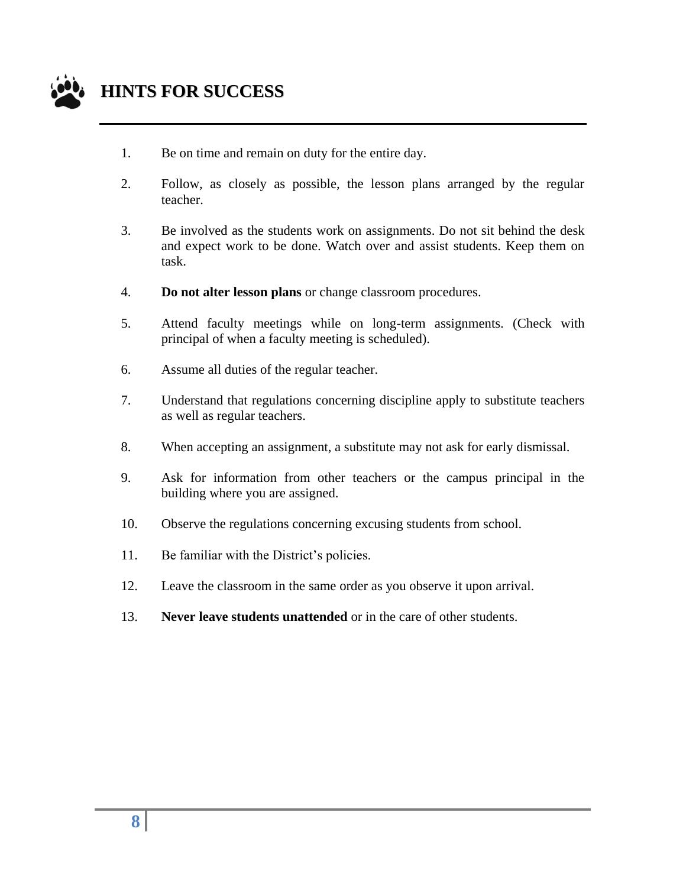# HINTS FOR SUCCESS

1. Be on time and remain on duty for the entire day.
2. Follow, as closely as possible, the lesson plans arranged by the regular teacher.
3. Be involved as the students work on assignments. Do not sit behind the desk and expect work to be done. Watch over and assist students. Keep them on task.
4. **Do not alter lesson plans** or change classroom procedures.
5. Attend faculty meetings while on long-term assignments. (Check with principal of when a faculty meeting is scheduled).
6. Assume all duties of the regular teacher.
7. Understand that regulations concerning discipline apply to substitute teachers as well as regular teachers.
8. When accepting an assignment, a substitute may not ask for early dismissal.
9. Ask for information from other teachers or the campus principal in the building where you are assigned.
10. Observe the regulations concerning excusing students from school.
11. Be familiar with the District's policies.
12. Leave the classroom in the same order as you observe it upon arrival.
13. **Never leave students unattended** or in the care of other students.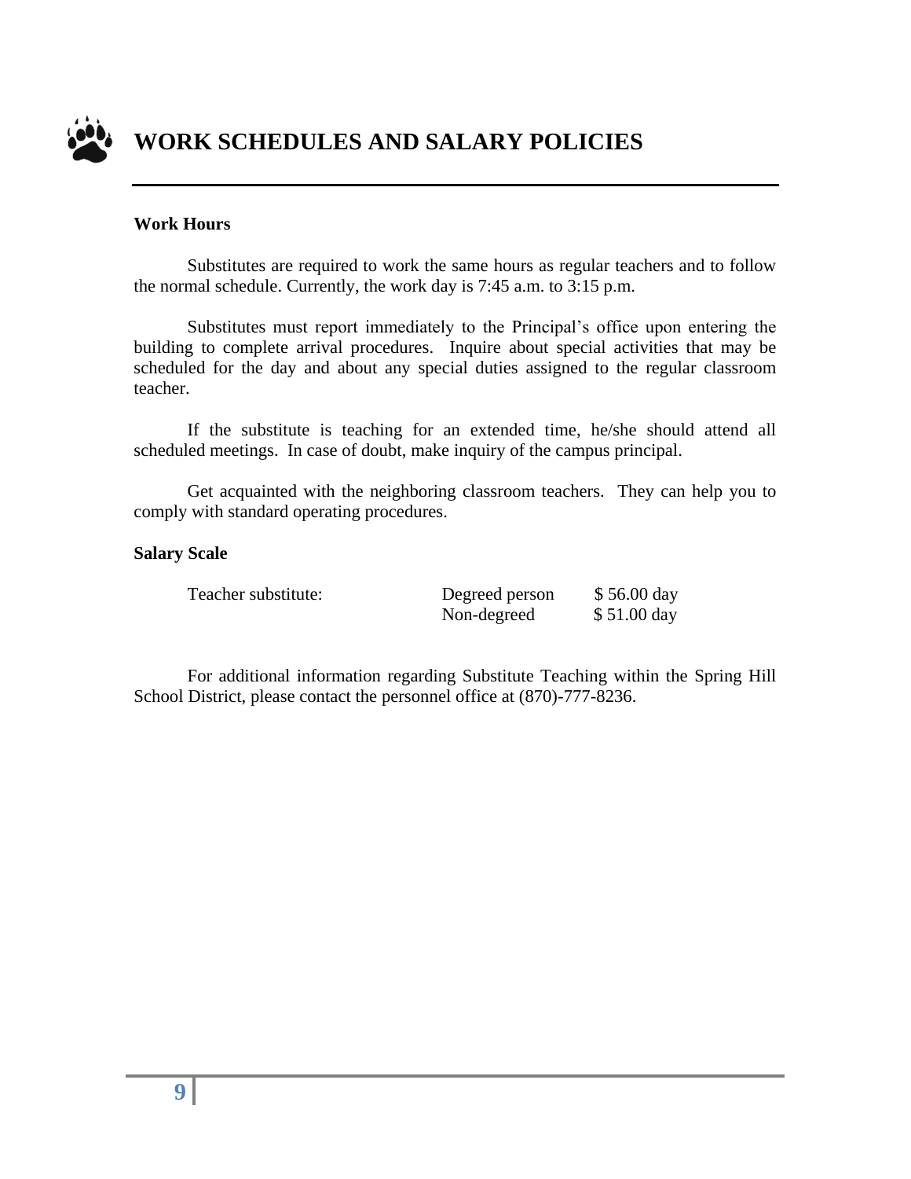# WORK SCHEDULES AND SALARY POLICIES

**Work Hours**

Substitutes are required to work the same hours as regular teachers and to follow the normal schedule. Currently, the work day is 7:45 a.m. to 3:15 p.m.

Substitutes must report immediately to the Principal's office upon entering the building to complete arrival procedures. Inquire about special activities that may be scheduled for the day and about any special duties assigned to the regular classroom teacher.

If the substitute is teaching for an extended time, he/she should attend all scheduled meetings. In case of doubt, make inquiry of the campus principal.

Get acquainted with the neighboring classroom teachers. They can help you to comply with standard operating procedures.

**Salary Scale**

| | | |
|---|---|---|
| Teacher substitute: | Degreed person | $ 56.00 day |
| | Non-degreed | $ 51.00 day |

For additional information regarding Substitute Teaching within the Spring Hill School District, please contact the personnel office at (870)-777-8236.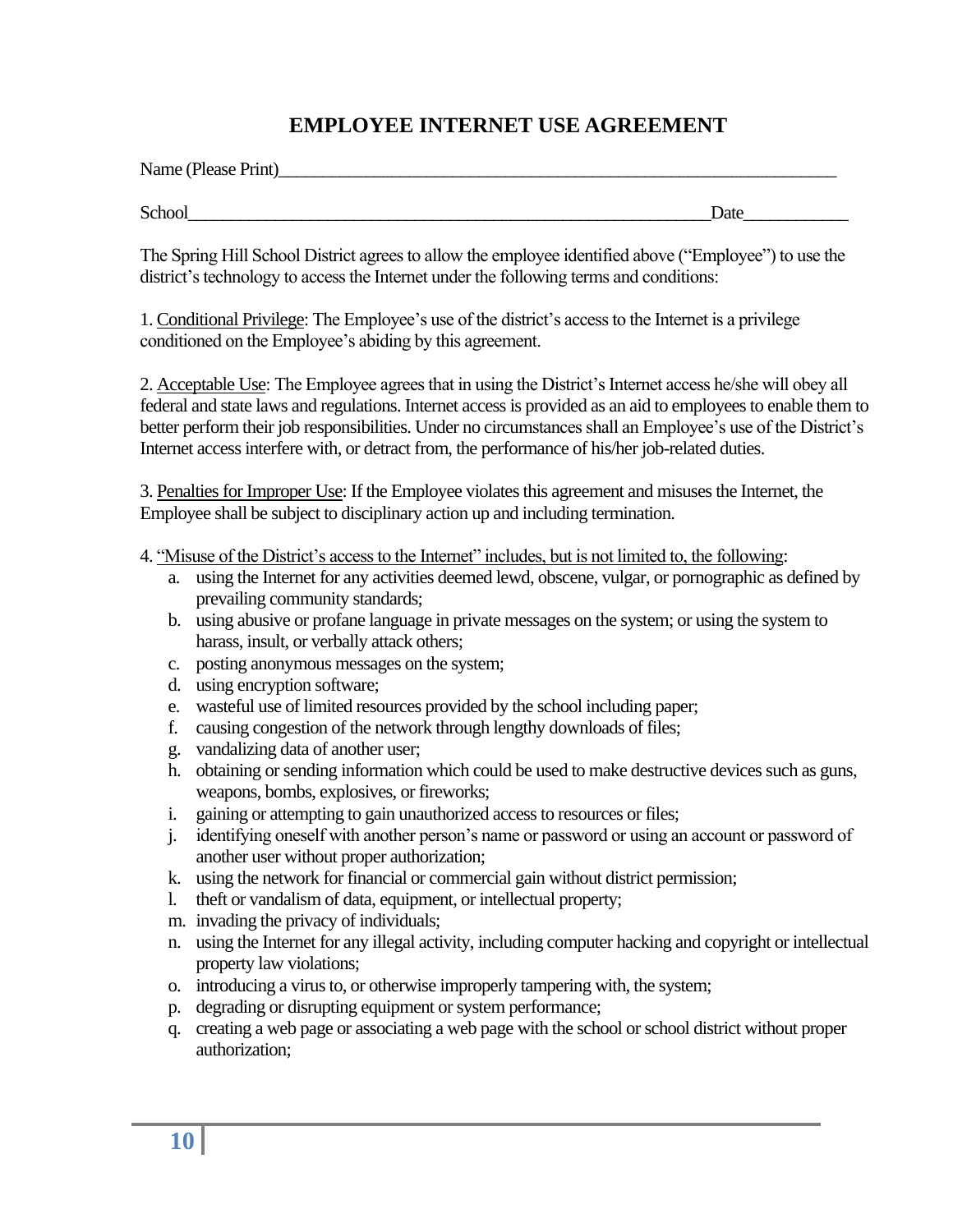# EMPLOYEE INTERNET USE AGREEMENT

Name (Please Print)_______________________________________________________________

School________________________________________________________________Date____________

The Spring Hill School District agrees to allow the employee identified above ("Employee") to use the district's technology to access the Internet under the following terms and conditions:

1. Conditional Privilege: The Employee's use of the district's access to the Internet is a privilege conditioned on the Employee's abiding by this agreement.

2. Acceptable Use: The Employee agrees that in using the District's Internet access he/she will obey all federal and state laws and regulations. Internet access is provided as an aid to employees to enable them to better perform their job responsibilities. Under no circumstances shall an Employee's use of the District's Internet access interfere with, or detract from, the performance of his/her job-related duties.

3. Penalties for Improper Use: If the Employee violates this agreement and misuses the Internet, the Employee shall be subject to disciplinary action up and including termination.

4. "Misuse of the District's access to the Internet" includes, but is not limited to, the following:

a. using the Internet for any activities deemed lewd, obscene, vulgar, or pornographic as defined by prevailing community standards;
b. using abusive or profane language in private messages on the system; or using the system to harass, insult, or verbally attack others;
c. posting anonymous messages on the system;
d. using encryption software;
e. wasteful use of limited resources provided by the school including paper;
f. causing congestion of the network through lengthy downloads of files;
g. vandalizing data of another user;
h. obtaining or sending information which could be used to make destructive devices such as guns, weapons, bombs, explosives, or fireworks;
i. gaining or attempting to gain unauthorized access to resources or files;
j. identifying oneself with another person's name or password or using an account or password of another user without proper authorization;
k. using the network for financial or commercial gain without district permission;
l. theft or vandalism of data, equipment, or intellectual property;
m. invading the privacy of individuals;
n. using the Internet for any illegal activity, including computer hacking and copyright or intellectual property law violations;
o. introducing a virus to, or otherwise improperly tampering with, the system;
p. degrading or disrupting equipment or system performance;
q. creating a web page or associating a web page with the school or school district without proper authorization;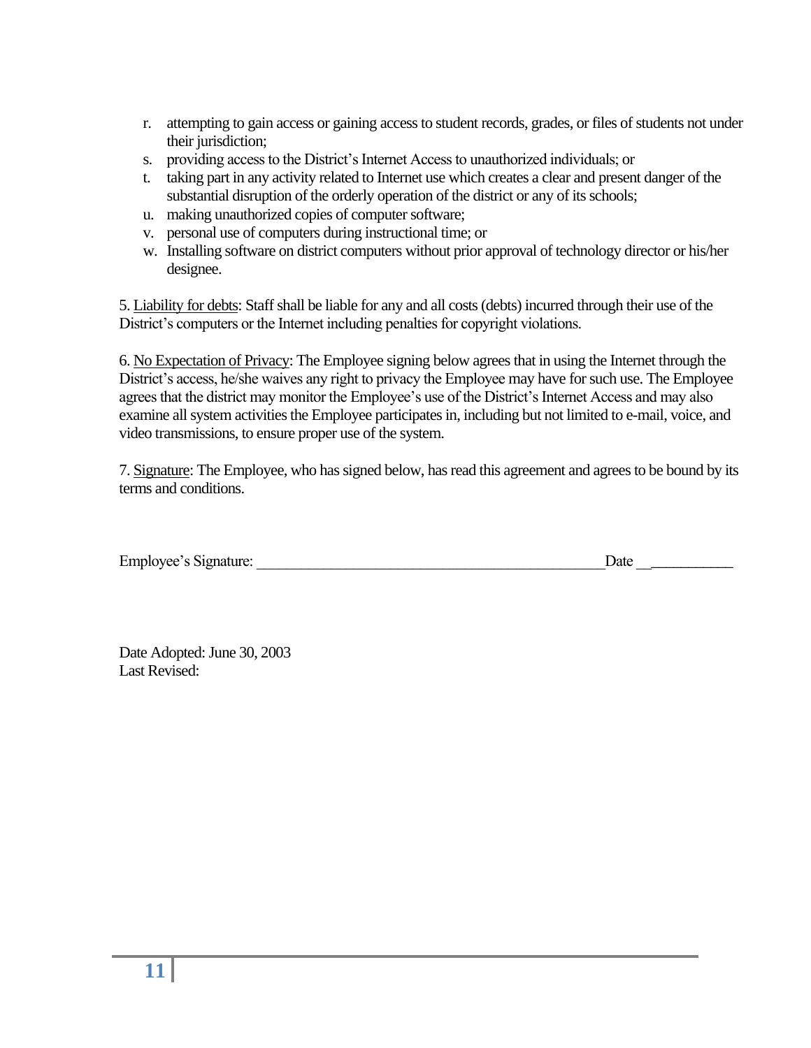r. attempting to gain access or gaining access to student records, grades, or files of students not under their jurisdiction;
s. providing access to the District's Internet Access to unauthorized individuals; or
t. taking part in any activity related to Internet use which creates a clear and present danger of the substantial disruption of the orderly operation of the district or any of its schools;
u. making unauthorized copies of computer software;
v. personal use of computers during instructional time; or
w. Installing software on district computers without prior approval of technology director or his/her designee.

5. Liability for debts: Staff shall be liable for any and all costs (debts) incurred through their use of the District's computers or the Internet including penalties for copyright violations.

6. No Expectation of Privacy: The Employee signing below agrees that in using the Internet through the District's access, he/she waives any right to privacy the Employee may have for such use. The Employee agrees that the district may monitor the Employee's use of the District's Internet Access and may also examine all system activities the Employee participates in, including but not limited to e-mail, voice, and video transmissions, to ensure proper use of the system.

7. Signature: The Employee, who has signed below, has read this agreement and agrees to be bound by its terms and conditions.

Employee's Signature: _______________________________________________ Date _____________

Date Adopted: June 30, 2003
Last Revised: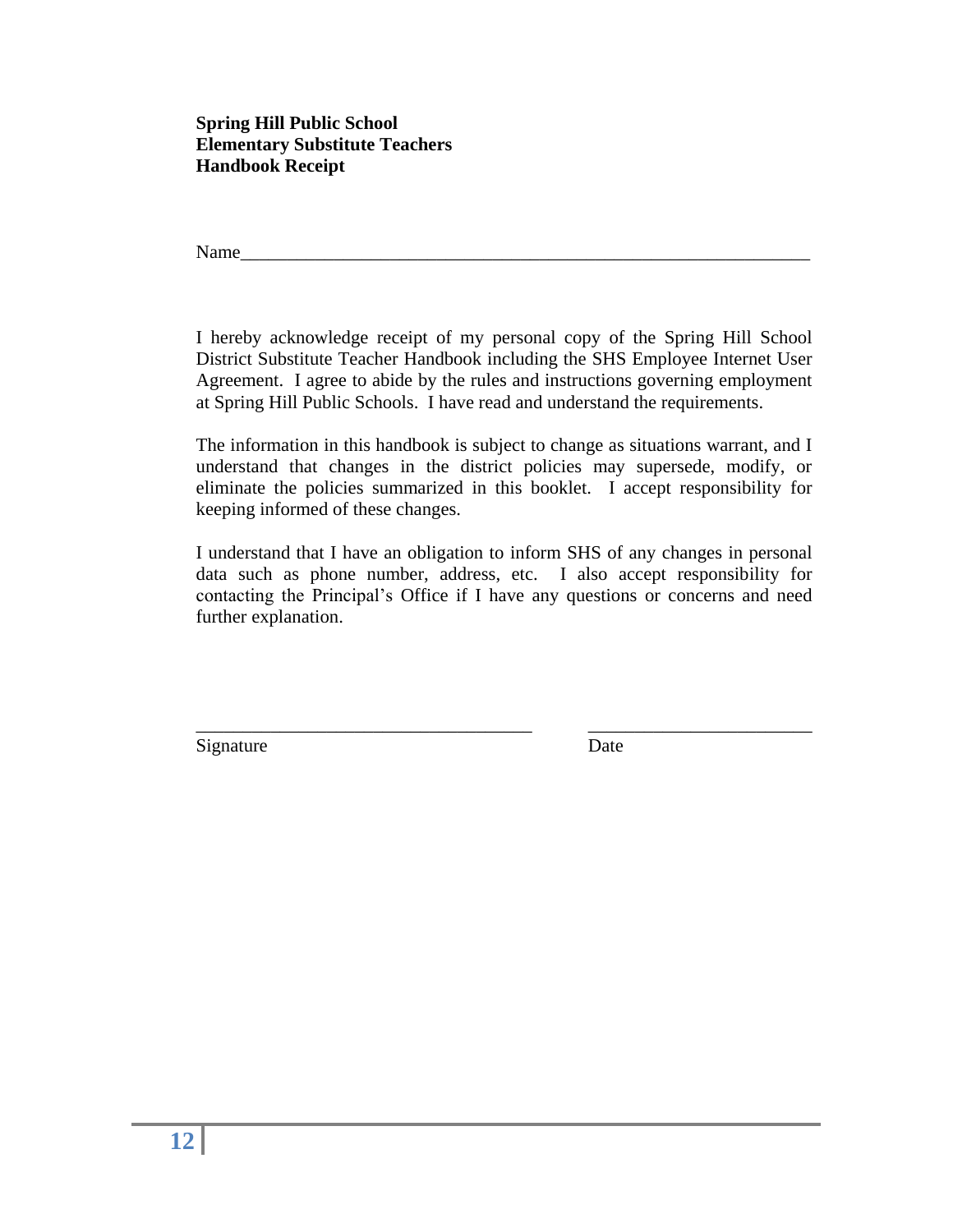**Spring Hill Public School**
**Elementary Substitute Teachers**
**Handbook Receipt**

Name_______________________________________________________________

I hereby acknowledge receipt of my personal copy of the Spring Hill School District Substitute Teacher Handbook including the SHS Employee Internet User Agreement. I agree to abide by the rules and instructions governing employment at Spring Hill Public Schools. I have read and understand the requirements.

The information in this handbook is subject to change as situations warrant, and I understand that changes in the district policies may supersede, modify, or eliminate the policies summarized in this booklet. I accept responsibility for keeping informed of these changes.

I understand that I have an obligation to inform SHS of any changes in personal data such as phone number, address, etc. I also accept responsibility for contacting the Principal's Office if I have any questions or concerns and need further explanation.

_____________________________________ ________________________
Signature Date